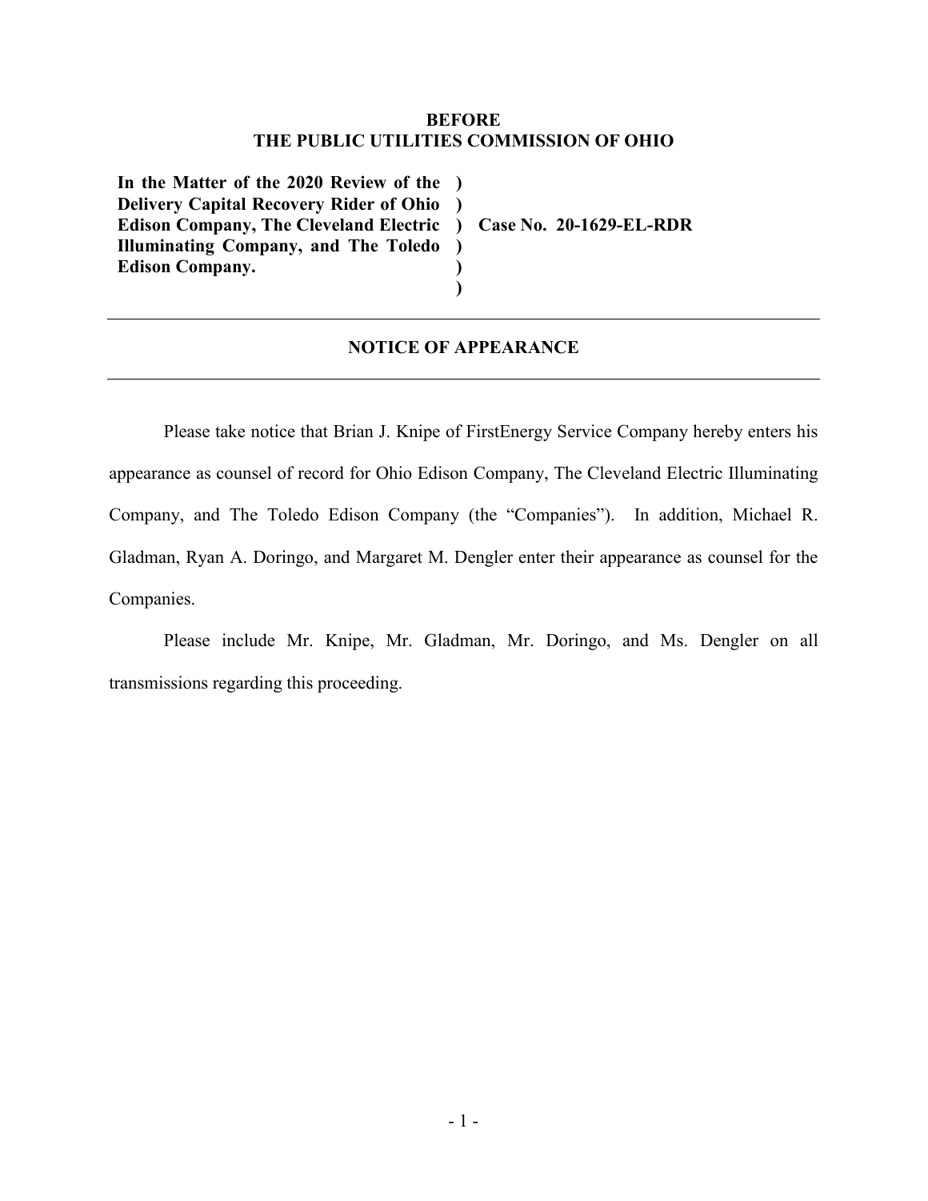**BEFORE**
**THE PUBLIC UTILITIES COMMISSION OF OHIO**

| | | |
|---|---|---|
| **In the Matter of the 2020 Review of the Delivery Capital Recovery Rider of Ohio Edison Company, The Cleveland Electric Illuminating Company, and The Toledo Edison Company.** | **)**<br>**)**<br>**)**<br>**)**<br>**)**<br>**)** | **Case No. 20-1629-EL-RDR** |

---

## NOTICE OF APPEARANCE

---

Please take notice that Brian J. Knipe of FirstEnergy Service Company hereby enters his appearance as counsel of record for Ohio Edison Company, The Cleveland Electric Illuminating Company, and The Toledo Edison Company (the "Companies"). In addition, Michael R. Gladman, Ryan A. Doringo, and Margaret M. Dengler enter their appearance as counsel for the Companies.

Please include Mr. Knipe, Mr. Gladman, Mr. Doringo, and Ms. Dengler on all transmissions regarding this proceeding.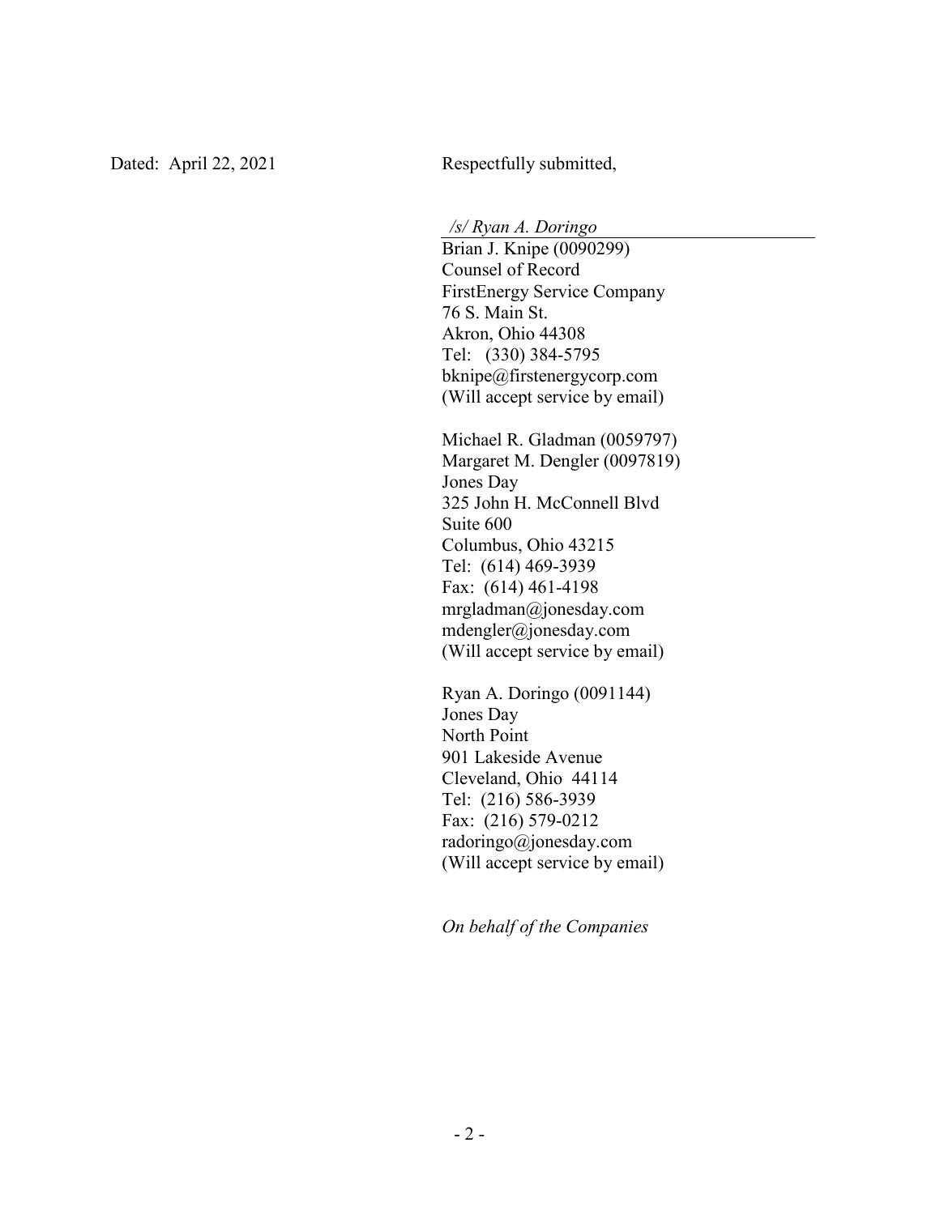Dated: April 22, 2021

Respectfully submitted,

*/s/ Ryan A. Doringo*

Brian J. Knipe (0090299)
Counsel of Record
FirstEnergy Service Company
76 S. Main St.
Akron, Ohio 44308
Tel: (330) 384-5795
bknipe@firstenergycorp.com
(Will accept service by email)

Michael R. Gladman (0059797)
Margaret M. Dengler (0097819)
Jones Day
325 John H. McConnell Blvd
Suite 600
Columbus, Ohio 43215
Tel: (614) 469-3939
Fax: (614) 461-4198
mrgladman@jonesday.com
mdengler@jonesday.com
(Will accept service by email)

Ryan A. Doringo (0091144)
Jones Day
North Point
901 Lakeside Avenue
Cleveland, Ohio 44114
Tel: (216) 586-3939
Fax: (216) 579-0212
radoringo@jonesday.com
(Will accept service by email)

*On behalf of the Companies*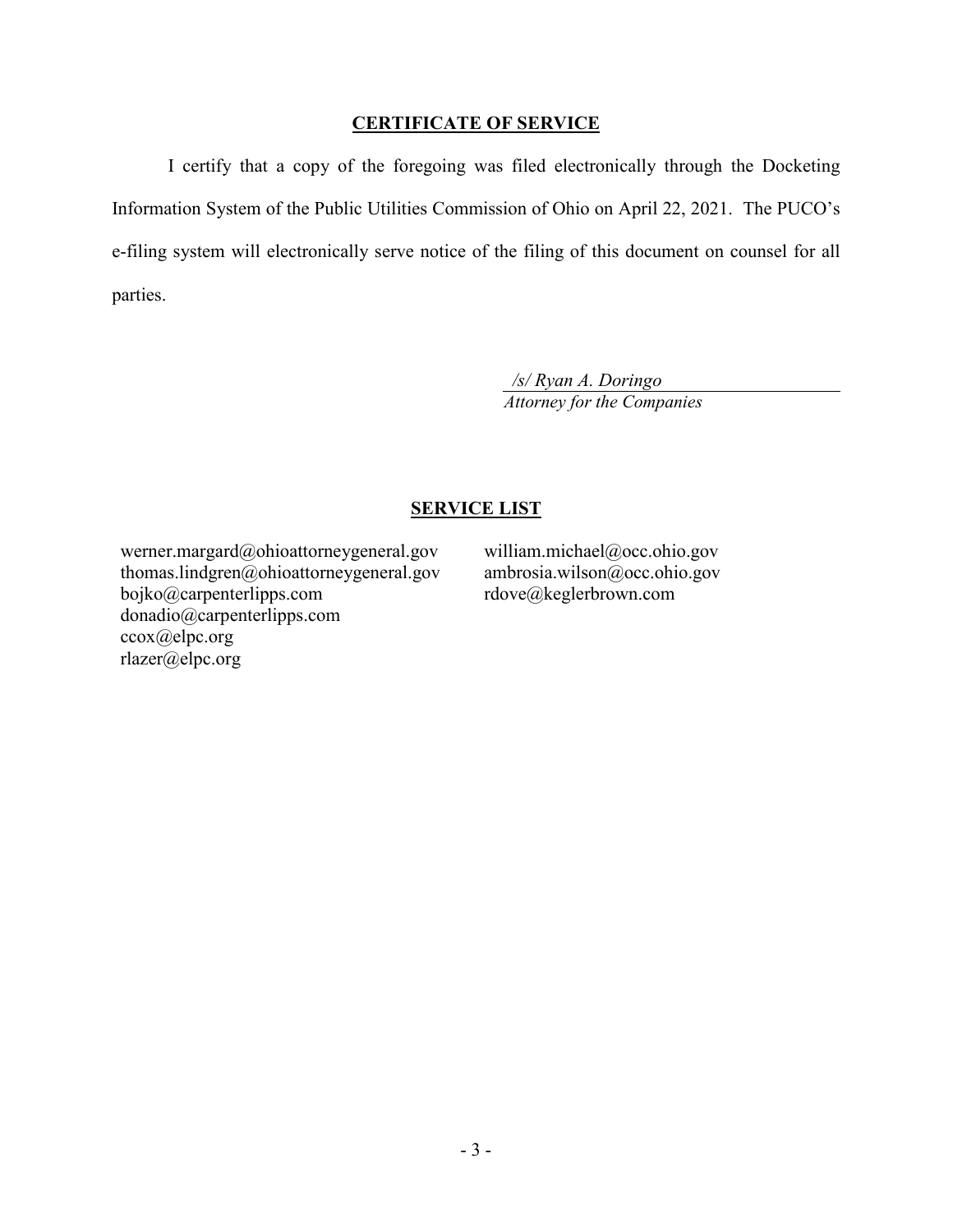## CERTIFICATE OF SERVICE

I certify that a copy of the foregoing was filed electronically through the Docketing Information System of the Public Utilities Commission of Ohio on April 22, 2021. The PUCO's e-filing system will electronically serve notice of the filing of this document on counsel for all parties.

*/s/ Ryan A. Doringo*
*Attorney for the Companies*

## SERVICE LIST

werner.margard@ohioattorneygeneral.gov
thomas.lindgren@ohioattorneygeneral.gov
bojko@carpenterlipps.com
donadio@carpenterlipps.com
ccox@elpc.org
rlazer@elpc.org

william.michael@occ.ohio.gov
ambrosia.wilson@occ.ohio.gov
rdove@keglerbrown.com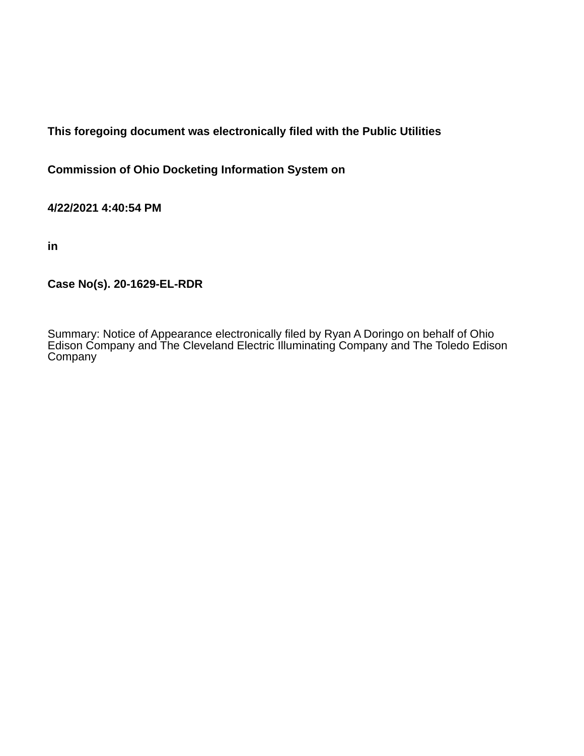**This foregoing document was electronically filed with the Public Utilities**

**Commission of Ohio Docketing Information System on**

**4/22/2021 4:40:54 PM**

**in**

**Case No(s). 20-1629-EL-RDR**

Summary: Notice of Appearance electronically filed by Ryan A Doringo on behalf of Ohio Edison Company and The Cleveland Electric Illuminating Company and The Toledo Edison Company